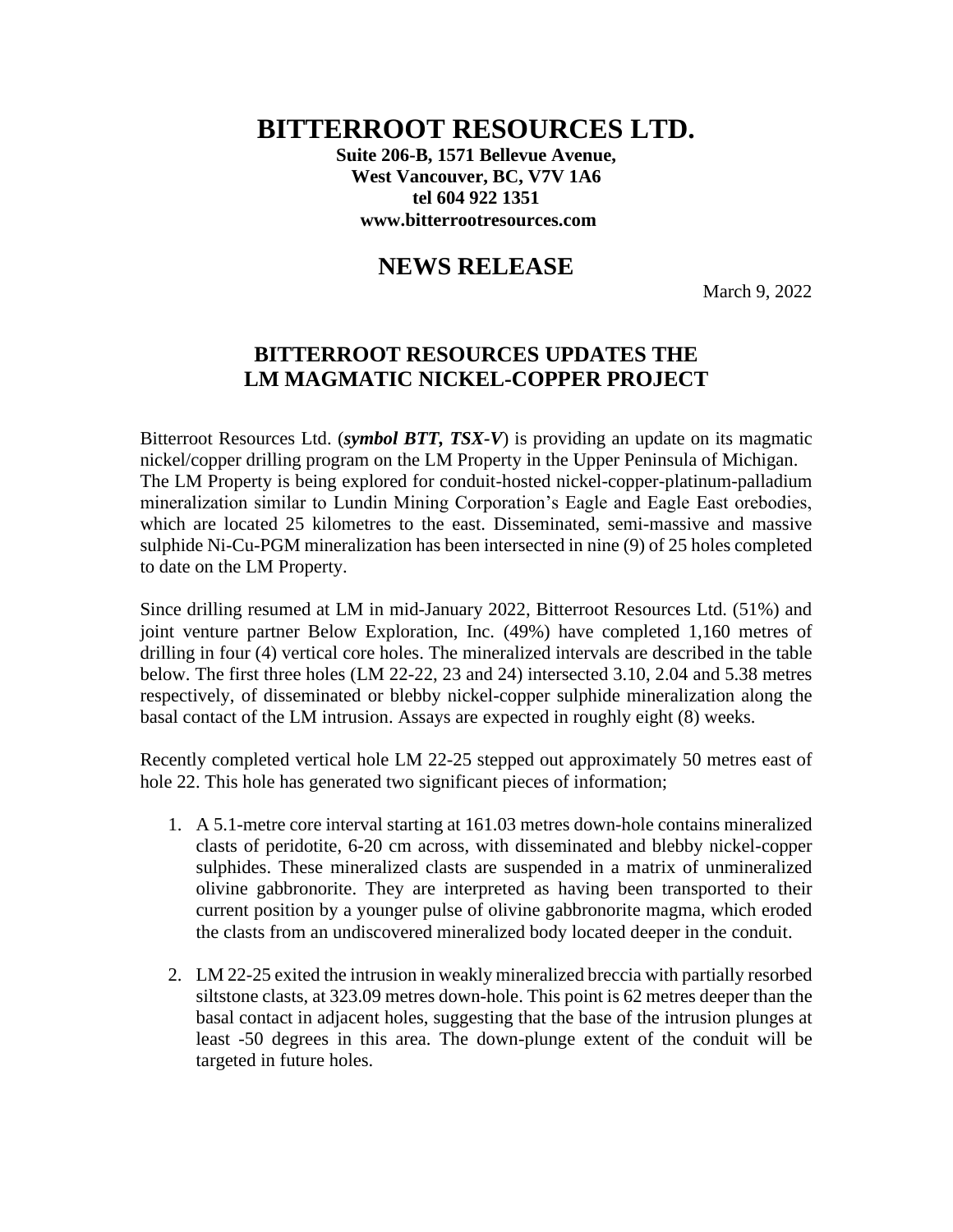# BITTERROOT RESOURCES LTD.

**Suite 206-B, 1571 Bellevue Avenue,**
**West Vancouver, BC, V7V 1A6**
**tel 604 922 1351**
**www.bitterrootresources.com**

## NEWS RELEASE

March 9, 2022

### BITTERROOT RESOURCES UPDATES THE LM MAGMATIC NICKEL-COPPER PROJECT

Bitterroot Resources Ltd. (***symbol BTT, TSX-V***) is providing an update on its magmatic nickel/copper drilling program on the LM Property in the Upper Peninsula of Michigan. The LM Property is being explored for conduit-hosted nickel-copper-platinum-palladium mineralization similar to Lundin Mining Corporation's Eagle and Eagle East orebodies, which are located 25 kilometres to the east. Disseminated, semi-massive and massive sulphide Ni-Cu-PGM mineralization has been intersected in nine (9) of 25 holes completed to date on the LM Property.

Since drilling resumed at LM in mid-January 2022, Bitterroot Resources Ltd. (51%) and joint venture partner Below Exploration, Inc. (49%) have completed 1,160 metres of drilling in four (4) vertical core holes. The mineralized intervals are described in the table below. The first three holes (LM 22-22, 23 and 24) intersected 3.10, 2.04 and 5.38 metres respectively, of disseminated or blebby nickel-copper sulphide mineralization along the basal contact of the LM intrusion. Assays are expected in roughly eight (8) weeks.

Recently completed vertical hole LM 22-25 stepped out approximately 50 metres east of hole 22. This hole has generated two significant pieces of information;

1. A 5.1-metre core interval starting at 161.03 metres down-hole contains mineralized clasts of peridotite, 6-20 cm across, with disseminated and blebby nickel-copper sulphides. These mineralized clasts are suspended in a matrix of unmineralized olivine gabbronorite. They are interpreted as having been transported to their current position by a younger pulse of olivine gabbronorite magma, which eroded the clasts from an undiscovered mineralized body located deeper in the conduit.
2. LM 22-25 exited the intrusion in weakly mineralized breccia with partially resorbed siltstone clasts, at 323.09 metres down-hole. This point is 62 metres deeper than the basal contact in adjacent holes, suggesting that the base of the intrusion plunges at least -50 degrees in this area. The down-plunge extent of the conduit will be targeted in future holes.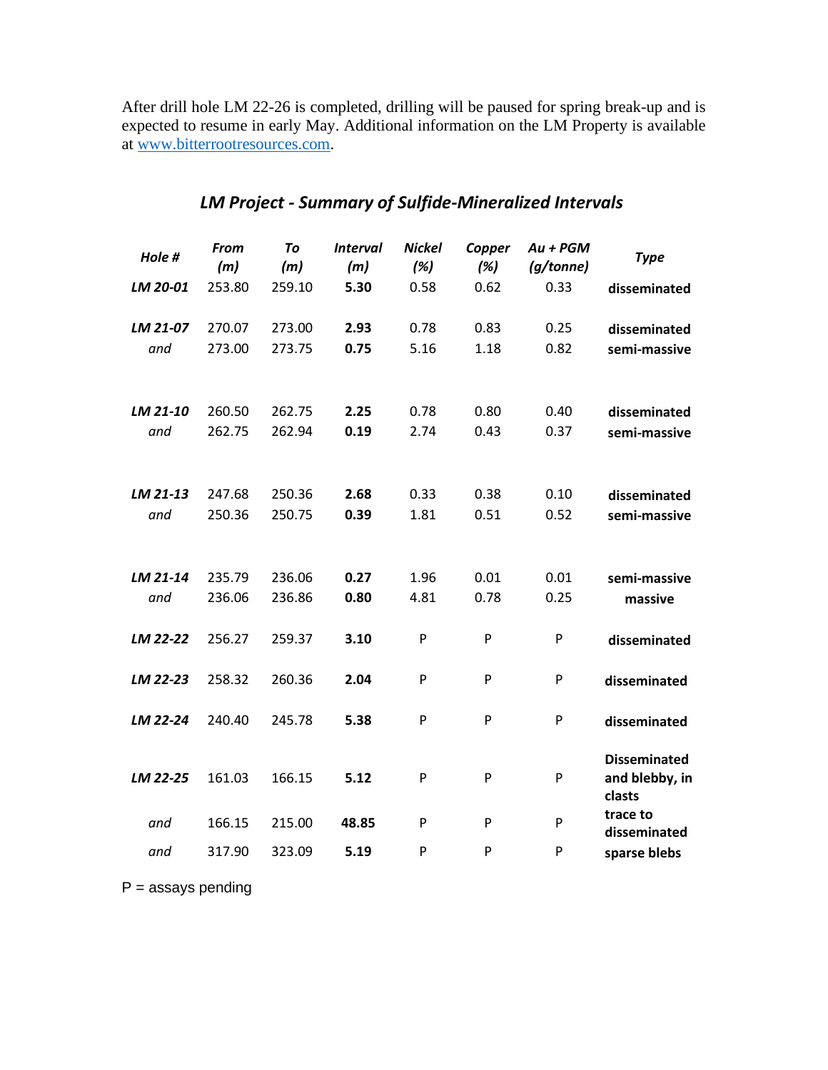After drill hole LM 22-26 is completed, drilling will be paused for spring break-up and is expected to resume in early May. Additional information on the LM Property is available at [www.bitterrootresources.com](http://www.bitterrootresources.com).

## *LM Project - Summary of Sulfide-Mineralized Intervals*

| *Hole #* | *From (m)* | *To (m)* | *Interval (m)* | *Nickel (%)* | *Copper (%)* | *Au + PGM (g/tonne)* | *Type* |
|---|---|---|---|---|---|---|---|
| ***LM 20-01*** | 253.80 | 259.10 | **5.30** | 0.58 | 0.62 | 0.33 | **disseminated** |
| ***LM 21-07*** | 270.07 | 273.00 | **2.93** | 0.78 | 0.83 | 0.25 | **disseminated** |
| *and* | 273.00 | 273.75 | **0.75** | 5.16 | 1.18 | 0.82 | **semi-massive** |
| ***LM 21-10*** | 260.50 | 262.75 | **2.25** | 0.78 | 0.80 | 0.40 | **disseminated** |
| *and* | 262.75 | 262.94 | **0.19** | 2.74 | 0.43 | 0.37 | **semi-massive** |
| ***LM 21-13*** | 247.68 | 250.36 | **2.68** | 0.33 | 0.38 | 0.10 | **disseminated** |
| *and* | 250.36 | 250.75 | **0.39** | 1.81 | 0.51 | 0.52 | **semi-massive** |
| ***LM 21-14*** | 235.79 | 236.06 | **0.27** | 1.96 | 0.01 | 0.01 | **semi-massive** |
| *and* | 236.06 | 236.86 | **0.80** | 4.81 | 0.78 | 0.25 | **massive** |
| ***LM 22-22*** | 256.27 | 259.37 | **3.10** | P | P | P | **disseminated** |
| ***LM 22-23*** | 258.32 | 260.36 | **2.04** | P | P | P | **disseminated** |
| ***LM 22-24*** | 240.40 | 245.78 | **5.38** | P | P | P | **disseminated** |
| ***LM 22-25*** | 161.03 | 166.15 | **5.12** | P | P | P | **Disseminated and blebby, in clasts** |
| *and* | 166.15 | 215.00 | **48.85** | P | P | P | **trace to disseminated** |
| *and* | 317.90 | 323.09 | **5.19** | P | P | P | **sparse blebs** |

P = assays pending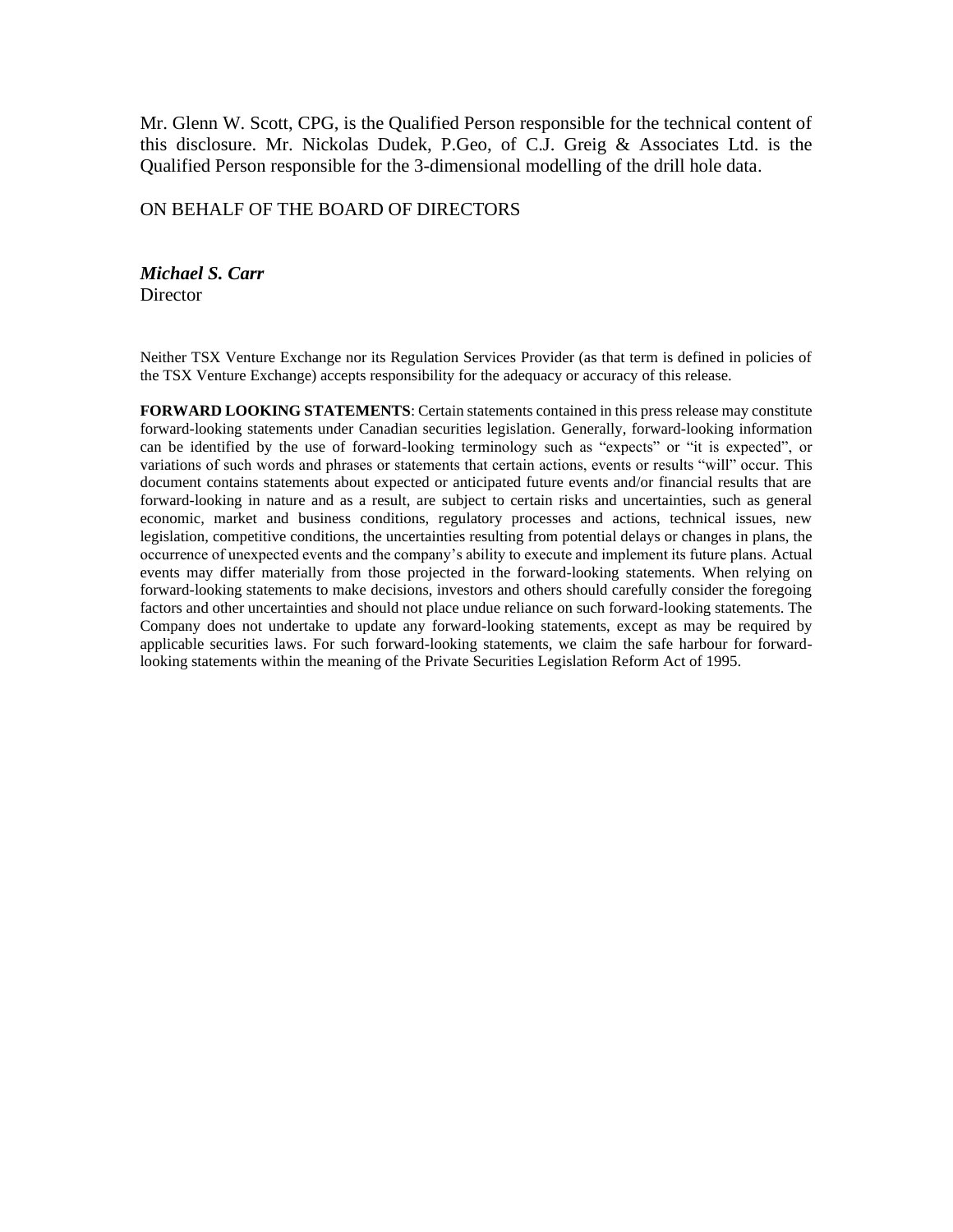Mr. Glenn W. Scott, CPG, is the Qualified Person responsible for the technical content of this disclosure. Mr. Nickolas Dudek, P.Geo, of C.J. Greig & Associates Ltd. is the Qualified Person responsible for the 3-dimensional modelling of the drill hole data.

ON BEHALF OF THE BOARD OF DIRECTORS

***Michael S. Carr***
Director

Neither TSX Venture Exchange nor its Regulation Services Provider (as that term is defined in policies of the TSX Venture Exchange) accepts responsibility for the adequacy or accuracy of this release.

**FORWARD LOOKING STATEMENTS**: Certain statements contained in this press release may constitute forward-looking statements under Canadian securities legislation. Generally, forward-looking information can be identified by the use of forward-looking terminology such as "expects" or "it is expected", or variations of such words and phrases or statements that certain actions, events or results "will" occur. This document contains statements about expected or anticipated future events and/or financial results that are forward-looking in nature and as a result, are subject to certain risks and uncertainties, such as general economic, market and business conditions, regulatory processes and actions, technical issues, new legislation, competitive conditions, the uncertainties resulting from potential delays or changes in plans, the occurrence of unexpected events and the company's ability to execute and implement its future plans. Actual events may differ materially from those projected in the forward-looking statements. When relying on forward-looking statements to make decisions, investors and others should carefully consider the foregoing factors and other uncertainties and should not place undue reliance on such forward-looking statements. The Company does not undertake to update any forward-looking statements, except as may be required by applicable securities laws. For such forward-looking statements, we claim the safe harbour for forward-looking statements within the meaning of the Private Securities Legislation Reform Act of 1995.